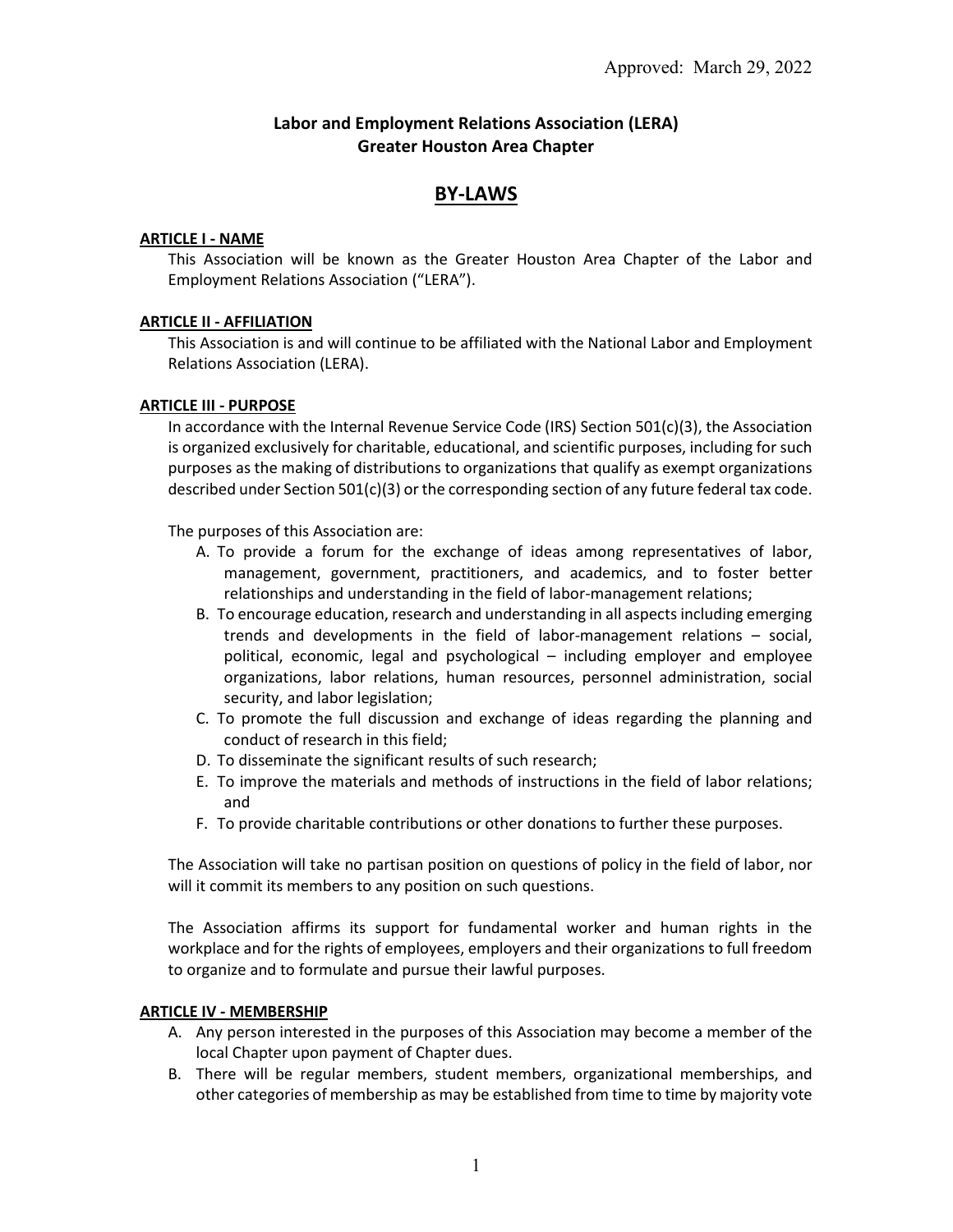Approved: March 29, 2022

**Labor and Employment Relations Association (LERA)**
**Greater Houston Area Chapter**

# BY-LAWS

## ARTICLE I - NAME

This Association will be known as the Greater Houston Area Chapter of the Labor and Employment Relations Association ("LERA").

## ARTICLE II - AFFILIATION

This Association is and will continue to be affiliated with the National Labor and Employment Relations Association (LERA).

## ARTICLE III - PURPOSE

In accordance with the Internal Revenue Service Code (IRS) Section 501(c)(3), the Association is organized exclusively for charitable, educational, and scientific purposes, including for such purposes as the making of distributions to organizations that qualify as exempt organizations described under Section 501(c)(3) or the corresponding section of any future federal tax code.

The purposes of this Association are:

A. To provide a forum for the exchange of ideas among representatives of labor, management, government, practitioners, and academics, and to foster better relationships and understanding in the field of labor-management relations;
B. To encourage education, research and understanding in all aspects including emerging trends and developments in the field of labor-management relations – social, political, economic, legal and psychological – including employer and employee organizations, labor relations, human resources, personnel administration, social security, and labor legislation;
C. To promote the full discussion and exchange of ideas regarding the planning and conduct of research in this field;
D. To disseminate the significant results of such research;
E. To improve the materials and methods of instructions in the field of labor relations; and
F. To provide charitable contributions or other donations to further these purposes.

The Association will take no partisan position on questions of policy in the field of labor, nor will it commit its members to any position on such questions.

The Association affirms its support for fundamental worker and human rights in the workplace and for the rights of employees, employers and their organizations to full freedom to organize and to formulate and pursue their lawful purposes.

## ARTICLE IV - MEMBERSHIP

A. Any person interested in the purposes of this Association may become a member of the local Chapter upon payment of Chapter dues.
B. There will be regular members, student members, organizational memberships, and other categories of membership as may be established from time to time by majority vote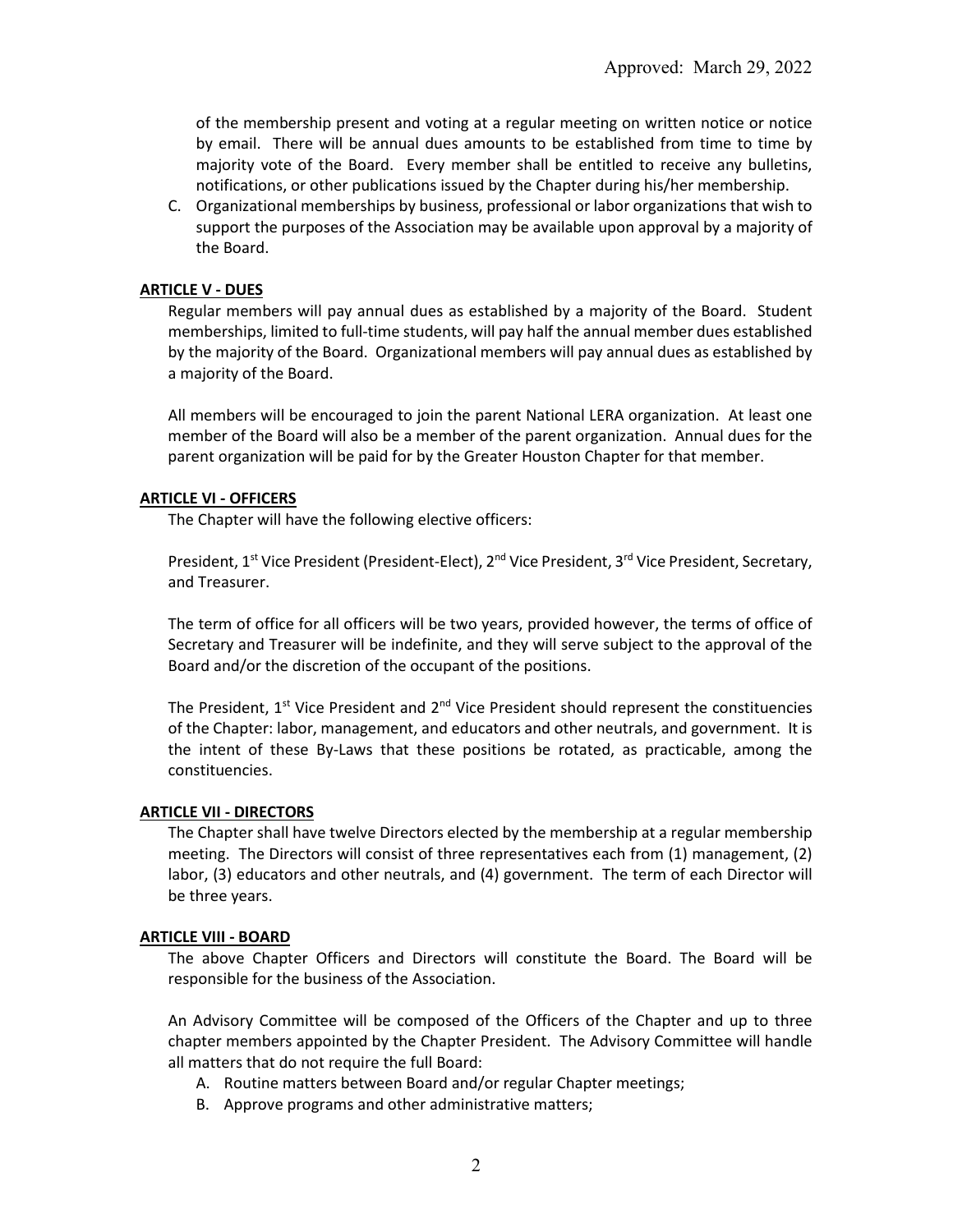of the membership present and voting at a regular meeting on written notice or notice by email. There will be annual dues amounts to be established from time to time by majority vote of the Board. Every member shall be entitled to receive any bulletins, notifications, or other publications issued by the Chapter during his/her membership.

C. Organizational memberships by business, professional or labor organizations that wish to support the purposes of the Association may be available upon approval by a majority of the Board.

**ARTICLE V - DUES**

Regular members will pay annual dues as established by a majority of the Board. Student memberships, limited to full-time students, will pay half the annual member dues established by the majority of the Board. Organizational members will pay annual dues as established by a majority of the Board.

All members will be encouraged to join the parent National LERA organization. At least one member of the Board will also be a member of the parent organization. Annual dues for the parent organization will be paid for by the Greater Houston Chapter for that member.

**ARTICLE VI - OFFICERS**

The Chapter will have the following elective officers:

President, 1st Vice President (President-Elect), 2nd Vice President, 3rd Vice President, Secretary, and Treasurer.

The term of office for all officers will be two years, provided however, the terms of office of Secretary and Treasurer will be indefinite, and they will serve subject to the approval of the Board and/or the discretion of the occupant of the positions.

The President, 1st Vice President and 2nd Vice President should represent the constituencies of the Chapter: labor, management, and educators and other neutrals, and government. It is the intent of these By-Laws that these positions be rotated, as practicable, among the constituencies.

**ARTICLE VII - DIRECTORS**

The Chapter shall have twelve Directors elected by the membership at a regular membership meeting. The Directors will consist of three representatives each from (1) management, (2) labor, (3) educators and other neutrals, and (4) government. The term of each Director will be three years.

**ARTICLE VIII - BOARD**

The above Chapter Officers and Directors will constitute the Board. The Board will be responsible for the business of the Association.

An Advisory Committee will be composed of the Officers of the Chapter and up to three chapter members appointed by the Chapter President. The Advisory Committee will handle all matters that do not require the full Board:

A. Routine matters between Board and/or regular Chapter meetings;
B. Approve programs and other administrative matters;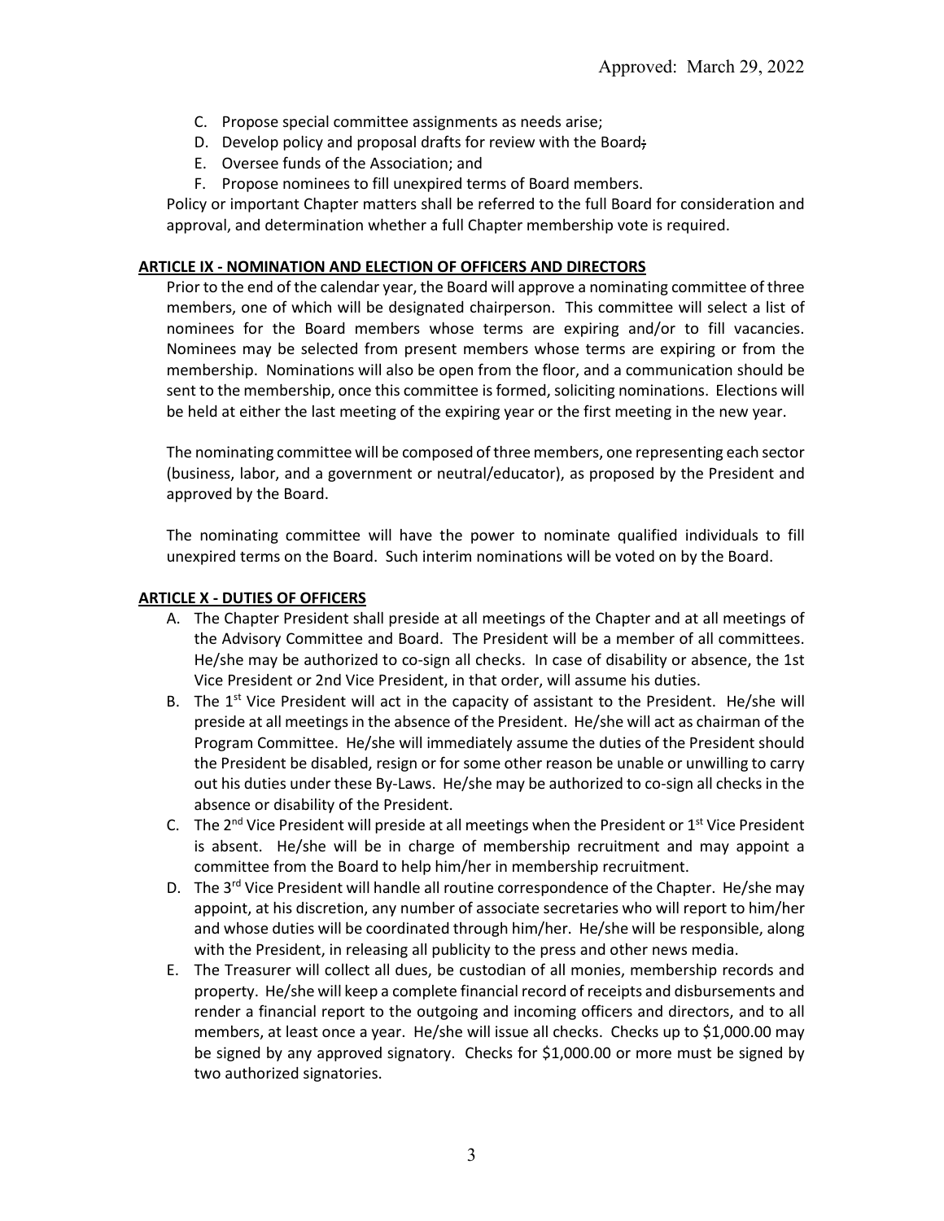C. Propose special committee assignments as needs arise;
D. Develop policy and proposal drafts for review with the Board~~;~~
E. Oversee funds of the Association; and
F. Propose nominees to fill unexpired terms of Board members.

Policy or important Chapter matters shall be referred to the full Board for consideration and approval, and determination whether a full Chapter membership vote is required.

## ARTICLE IX - NOMINATION AND ELECTION OF OFFICERS AND DIRECTORS

Prior to the end of the calendar year, the Board will approve a nominating committee of three members, one of which will be designated chairperson. This committee will select a list of nominees for the Board members whose terms are expiring and/or to fill vacancies. Nominees may be selected from present members whose terms are expiring or from the membership. Nominations will also be open from the floor, and a communication should be sent to the membership, once this committee is formed, soliciting nominations. Elections will be held at either the last meeting of the expiring year or the first meeting in the new year.

The nominating committee will be composed of three members, one representing each sector (business, labor, and a government or neutral/educator), as proposed by the President and approved by the Board.

The nominating committee will have the power to nominate qualified individuals to fill unexpired terms on the Board. Such interim nominations will be voted on by the Board.

## ARTICLE X - DUTIES OF OFFICERS

A. The Chapter President shall preside at all meetings of the Chapter and at all meetings of the Advisory Committee and Board. The President will be a member of all committees. He/she may be authorized to co-sign all checks. In case of disability or absence, the 1st Vice President or 2nd Vice President, in that order, will assume his duties.
B. The 1st Vice President will act in the capacity of assistant to the President. He/she will preside at all meetings in the absence of the President. He/she will act as chairman of the Program Committee. He/she will immediately assume the duties of the President should the President be disabled, resign or for some other reason be unable or unwilling to carry out his duties under these By-Laws. He/she may be authorized to co-sign all checks in the absence or disability of the President.
C. The 2nd Vice President will preside at all meetings when the President or 1st Vice President is absent. He/she will be in charge of membership recruitment and may appoint a committee from the Board to help him/her in membership recruitment.
D. The 3rd Vice President will handle all routine correspondence of the Chapter. He/she may appoint, at his discretion, any number of associate secretaries who will report to him/her and whose duties will be coordinated through him/her. He/she will be responsible, along with the President, in releasing all publicity to the press and other news media.
E. The Treasurer will collect all dues, be custodian of all monies, membership records and property. He/she will keep a complete financial record of receipts and disbursements and render a financial report to the outgoing and incoming officers and directors, and to all members, at least once a year. He/she will issue all checks. Checks up to $1,000.00 may be signed by any approved signatory. Checks for $1,000.00 or more must be signed by two authorized signatories.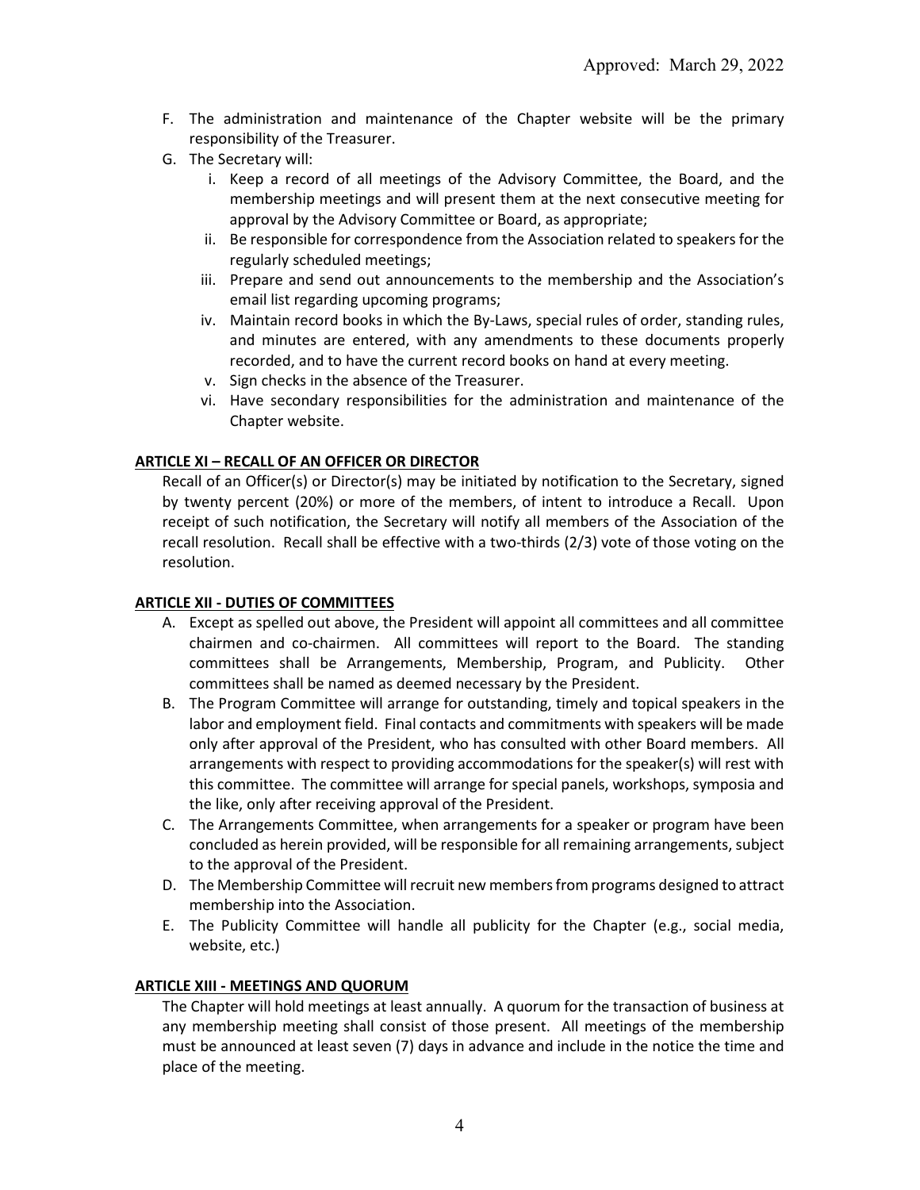Approved: March 29, 2022

F. The administration and maintenance of the Chapter website will be the primary responsibility of the Treasurer.
G. The Secretary will:
   i. Keep a record of all meetings of the Advisory Committee, the Board, and the membership meetings and will present them at the next consecutive meeting for approval by the Advisory Committee or Board, as appropriate;
   ii. Be responsible for correspondence from the Association related to speakers for the regularly scheduled meetings;
   iii. Prepare and send out announcements to the membership and the Association's email list regarding upcoming programs;
   iv. Maintain record books in which the By-Laws, special rules of order, standing rules, and minutes are entered, with any amendments to these documents properly recorded, and to have the current record books on hand at every meeting.
   v. Sign checks in the absence of the Treasurer.
   vi. Have secondary responsibilities for the administration and maintenance of the Chapter website.

## ARTICLE XI – RECALL OF AN OFFICER OR DIRECTOR

Recall of an Officer(s) or Director(s) may be initiated by notification to the Secretary, signed by twenty percent (20%) or more of the members, of intent to introduce a Recall. Upon receipt of such notification, the Secretary will notify all members of the Association of the recall resolution. Recall shall be effective with a two-thirds (2/3) vote of those voting on the resolution.

## ARTICLE XII - DUTIES OF COMMITTEES

A. Except as spelled out above, the President will appoint all committees and all committee chairmen and co-chairmen. All committees will report to the Board. The standing committees shall be Arrangements, Membership, Program, and Publicity. Other committees shall be named as deemed necessary by the President.
B. The Program Committee will arrange for outstanding, timely and topical speakers in the labor and employment field. Final contacts and commitments with speakers will be made only after approval of the President, who has consulted with other Board members. All arrangements with respect to providing accommodations for the speaker(s) will rest with this committee. The committee will arrange for special panels, workshops, symposia and the like, only after receiving approval of the President.
C. The Arrangements Committee, when arrangements for a speaker or program have been concluded as herein provided, will be responsible for all remaining arrangements, subject to the approval of the President.
D. The Membership Committee will recruit new members from programs designed to attract membership into the Association.
E. The Publicity Committee will handle all publicity for the Chapter (e.g., social media, website, etc.)

## ARTICLE XIII - MEETINGS AND QUORUM

The Chapter will hold meetings at least annually. A quorum for the transaction of business at any membership meeting shall consist of those present. All meetings of the membership must be announced at least seven (7) days in advance and include in the notice the time and place of the meeting.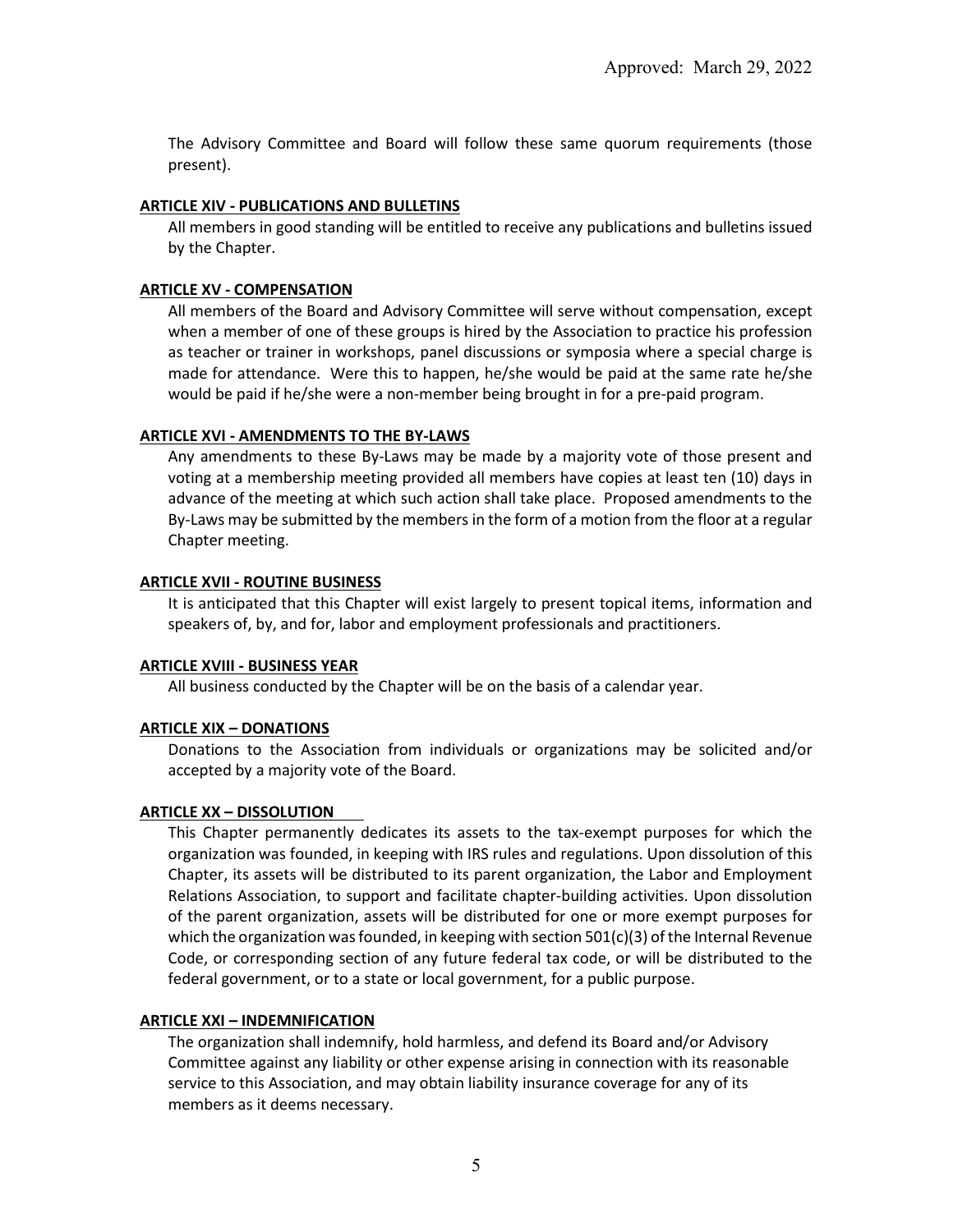The Advisory Committee and Board will follow these same quorum requirements (those present).

**ARTICLE XIV - PUBLICATIONS AND BULLETINS**

All members in good standing will be entitled to receive any publications and bulletins issued by the Chapter.

**ARTICLE XV - COMPENSATION**

All members of the Board and Advisory Committee will serve without compensation, except when a member of one of these groups is hired by the Association to practice his profession as teacher or trainer in workshops, panel discussions or symposia where a special charge is made for attendance. Were this to happen, he/she would be paid at the same rate he/she would be paid if he/she were a non-member being brought in for a pre-paid program.

**ARTICLE XVI - AMENDMENTS TO THE BY-LAWS**

Any amendments to these By-Laws may be made by a majority vote of those present and voting at a membership meeting provided all members have copies at least ten (10) days in advance of the meeting at which such action shall take place. Proposed amendments to the By-Laws may be submitted by the members in the form of a motion from the floor at a regular Chapter meeting.

**ARTICLE XVII - ROUTINE BUSINESS**

It is anticipated that this Chapter will exist largely to present topical items, information and speakers of, by, and for, labor and employment professionals and practitioners.

**ARTICLE XVIII - BUSINESS YEAR**

All business conducted by the Chapter will be on the basis of a calendar year.

**ARTICLE XIX – DONATIONS**

Donations to the Association from individuals or organizations may be solicited and/or accepted by a majority vote of the Board.

**ARTICLE XX – DISSOLUTION**

This Chapter permanently dedicates its assets to the tax-exempt purposes for which the organization was founded, in keeping with IRS rules and regulations. Upon dissolution of this Chapter, its assets will be distributed to its parent organization, the Labor and Employment Relations Association, to support and facilitate chapter-building activities. Upon dissolution of the parent organization, assets will be distributed for one or more exempt purposes for which the organization was founded, in keeping with section 501(c)(3) of the Internal Revenue Code, or corresponding section of any future federal tax code, or will be distributed to the federal government, or to a state or local government, for a public purpose.

**ARTICLE XXI – INDEMNIFICATION**

The organization shall indemnify, hold harmless, and defend its Board and/or Advisory Committee against any liability or other expense arising in connection with its reasonable service to this Association, and may obtain liability insurance coverage for any of its members as it deems necessary.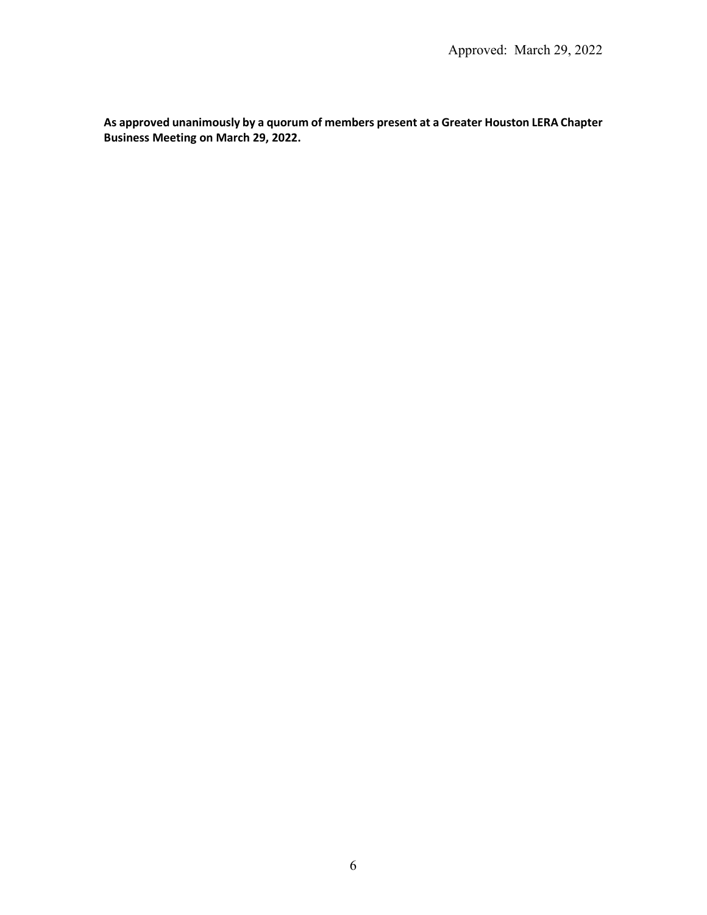**As approved unanimously by a quorum of members present at a Greater Houston LERA Chapter Business Meeting on March 29, 2022.**